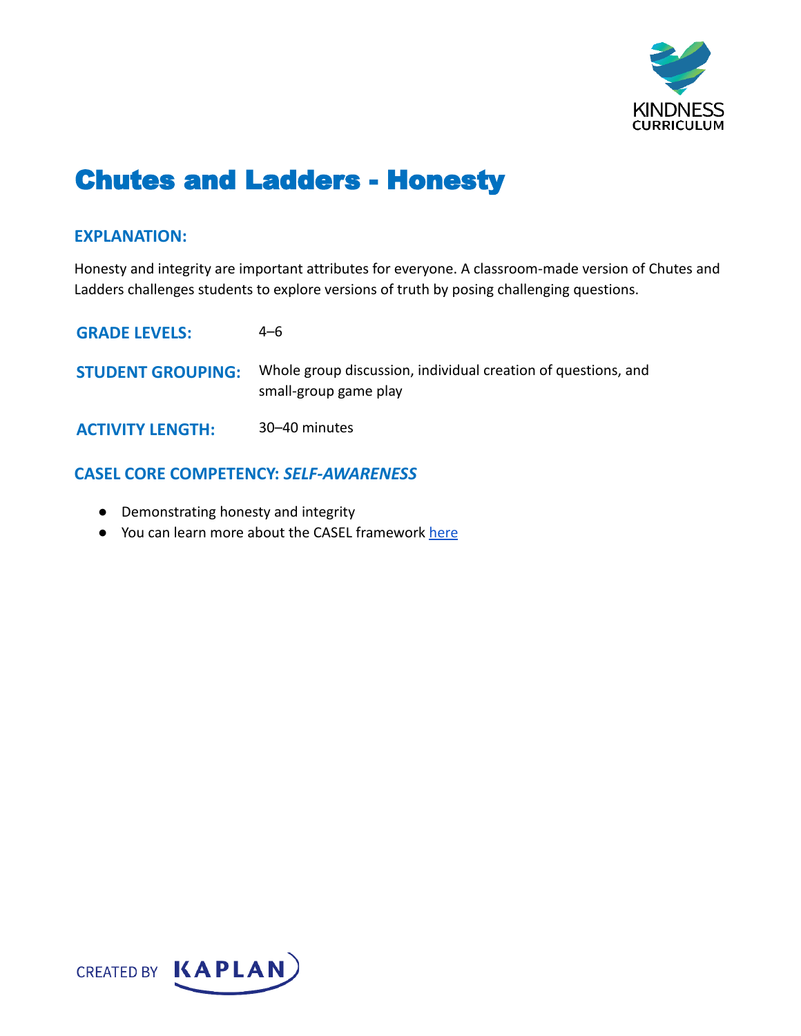# Chutes and Ladders - Honesty

## EXPLANATION:

Honesty and integrity are important attributes for everyone. A classroom-made version of Chutes and Ladders challenges students to explore versions of truth by posing challenging questions.

**GRADE LEVELS:** 4–6

**STUDENT GROUPING:** Whole group discussion, individual creation of questions, and small-group game play

**ACTIVITY LENGTH:** 30–40 minutes

## CASEL CORE COMPETENCY: *SELF-AWARENESS*

- Demonstrating honesty and integrity
- You can learn more about the CASEL framework here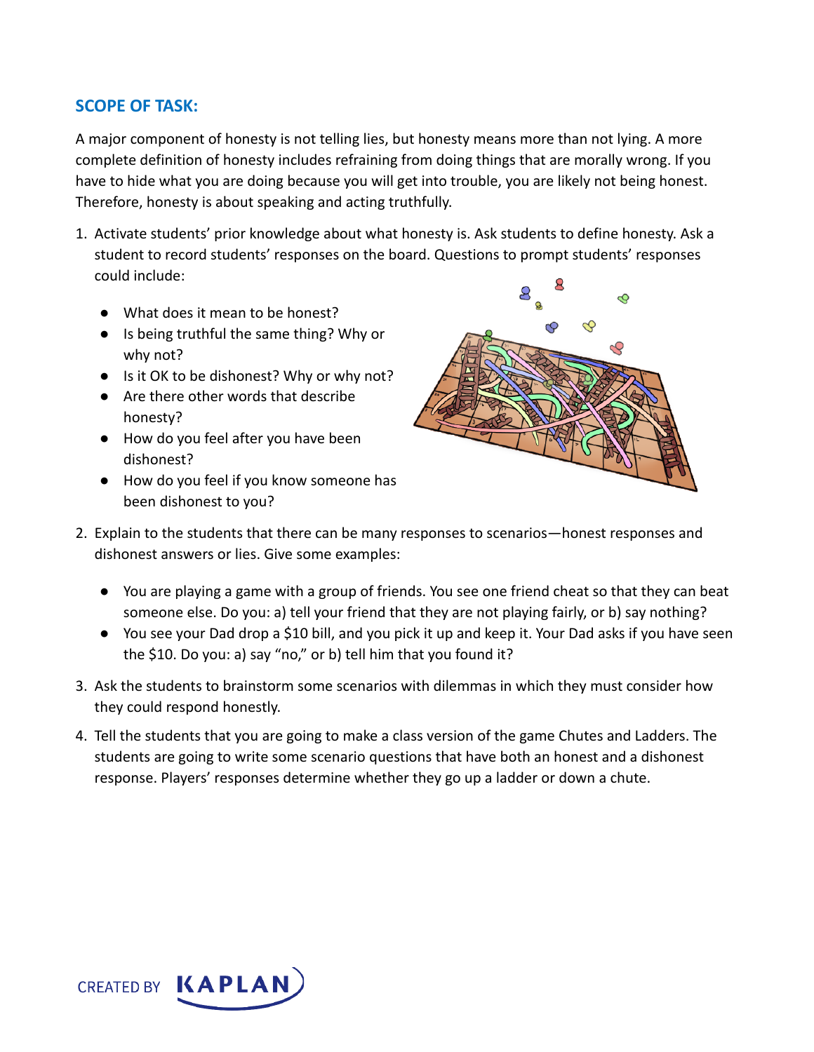## SCOPE OF TASK:

A major component of honesty is not telling lies, but honesty means more than not lying. A more complete definition of honesty includes refraining from doing things that are morally wrong. If you have to hide what you are doing because you will get into trouble, you are likely not being honest. Therefore, honesty is about speaking and acting truthfully.

1. Activate students' prior knowledge about what honesty is. Ask students to define honesty. Ask a student to record students' responses on the board. Questions to prompt students' responses could include:

   - What does it mean to be honest?
   - Is being truthful the same thing? Why or why not?
   - Is it OK to be dishonest? Why or why not?
   - Are there other words that describe honesty?
   - How do you feel after you have been dishonest?
   - How do you feel if you know someone has been dishonest to you?

2. Explain to the students that there can be many responses to scenarios—honest responses and dishonest answers or lies. Give some examples:

   - You are playing a game with a group of friends. You see one friend cheat so that they can beat someone else. Do you: a) tell your friend that they are not playing fairly, or b) say nothing?
   - You see your Dad drop a $10 bill, and you pick it up and keep it. Your Dad asks if you have seen the $10. Do you: a) say "no," or b) tell him that you found it?

3. Ask the students to brainstorm some scenarios with dilemmas in which they must consider how they could respond honestly.

4. Tell the students that you are going to make a class version of the game Chutes and Ladders. The students are going to write some scenario questions that have both an honest and a dishonest response. Players' responses determine whether they go up a ladder or down a chute.

CREATED BY KAPLAN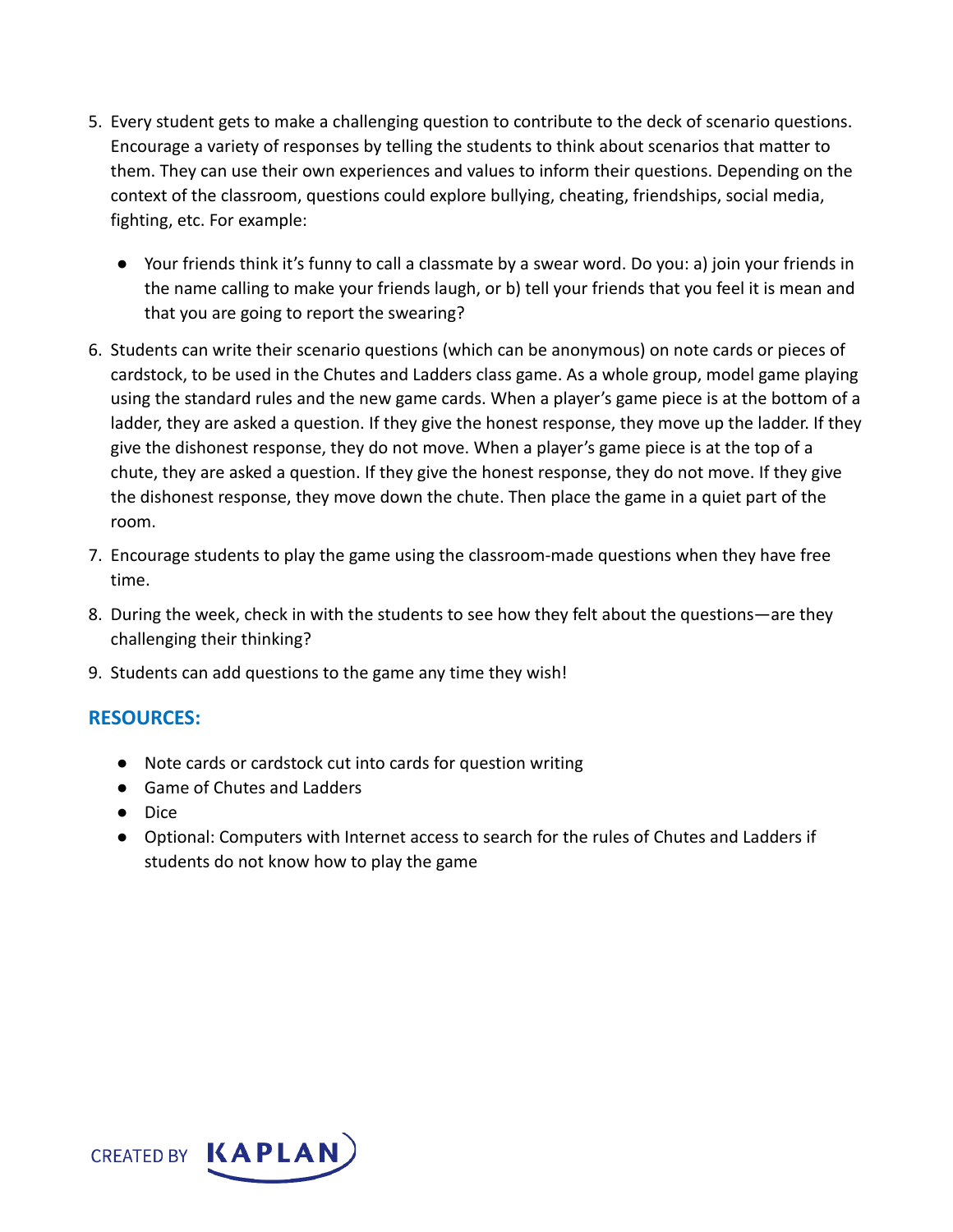5. Every student gets to make a challenging question to contribute to the deck of scenario questions. Encourage a variety of responses by telling the students to think about scenarios that matter to them. They can use their own experiences and values to inform their questions. Depending on the context of the classroom, questions could explore bullying, cheating, friendships, social media, fighting, etc. For example:
   - Your friends think it's funny to call a classmate by a swear word. Do you: a) join your friends in the name calling to make your friends laugh, or b) tell your friends that you feel it is mean and that you are going to report the swearing?
6. Students can write their scenario questions (which can be anonymous) on note cards or pieces of cardstock, to be used in the Chutes and Ladders class game. As a whole group, model game playing using the standard rules and the new game cards. When a player's game piece is at the bottom of a ladder, they are asked a question. If they give the honest response, they move up the ladder. If they give the dishonest response, they do not move. When a player's game piece is at the top of a chute, they are asked a question. If they give the honest response, they do not move. If they give the dishonest response, they move down the chute. Then place the game in a quiet part of the room.
7. Encourage students to play the game using the classroom-made questions when they have free time.
8. During the week, check in with the students to see how they felt about the questions—are they challenging their thinking?
9. Students can add questions to the game any time they wish!

## RESOURCES:

- Note cards or cardstock cut into cards for question writing
- Game of Chutes and Ladders
- Dice
- Optional: Computers with Internet access to search for the rules of Chutes and Ladders if students do not know how to play the game

CREATED BY KAPLAN